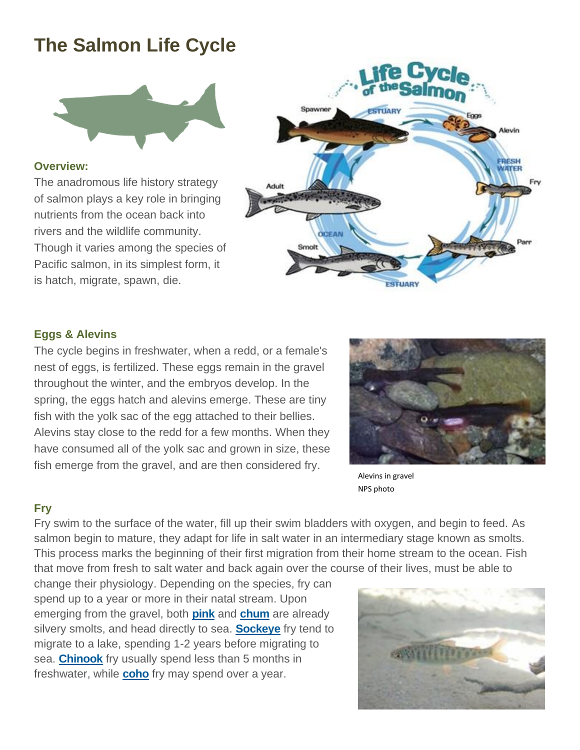# The Salmon Life Cycle

### Overview:

The anadromous life history strategy of salmon plays a key role in bringing nutrients from the ocean back into rivers and the wildlife community. Though it varies among the species of Pacific salmon, in its simplest form, it is hatch, migrate, spawn, die.

### Eggs & Alevins

The cycle begins in freshwater, when a redd, or a female's nest of eggs, is fertilized. These eggs remain in the gravel throughout the winter, and the embryos develop. In the spring, the eggs hatch and alevins emerge. These are tiny fish with the yolk sac of the egg attached to their bellies. Alevins stay close to the redd for a few months. When they have consumed all of the yolk sac and grown in size, these fish emerge from the gravel, and are then considered fry.

Alevins in gravel
NPS photo

### Fry

Fry swim to the surface of the water, fill up their swim bladders with oxygen, and begin to feed. As salmon begin to mature, they adapt for life in salt water in an intermediary stage known as smolts. This process marks the beginning of their first migration from their home stream to the ocean. Fish that move from fresh to salt water and back again over the course of their lives, must be able to change their physiology. Depending on the species, fry can spend up to a year or more in their natal stream. Upon emerging from the gravel, both **pink** and **chum** are already silvery smolts, and head directly to sea. **Sockeye** fry tend to migrate to a lake, spending 1-2 years before migrating to sea. **Chinook** fry usually spend less than 5 months in freshwater, while **coho** fry may spend over a year.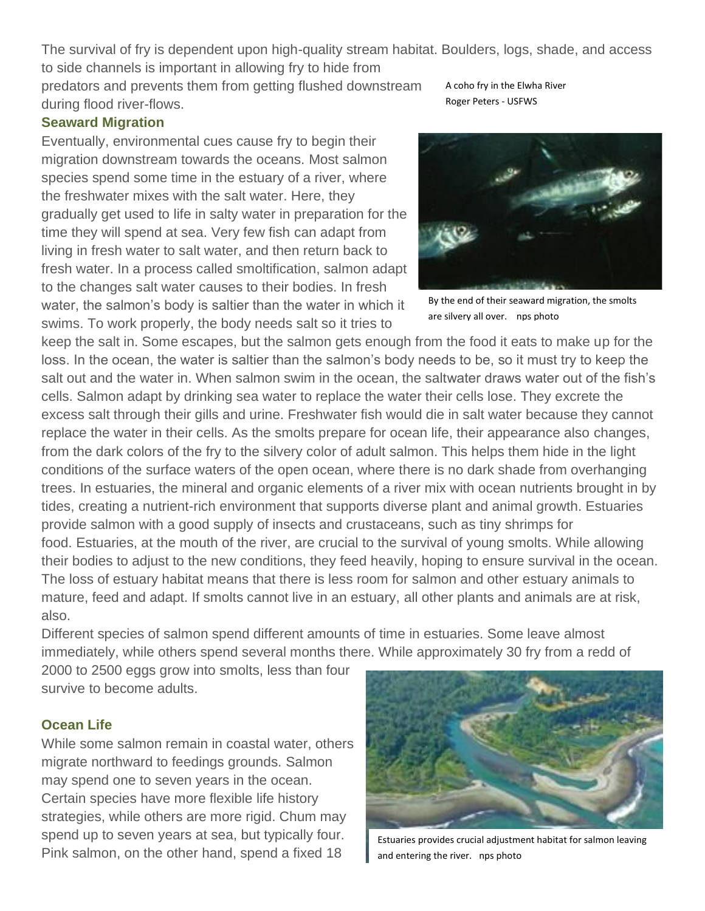The survival of fry is dependent upon high-quality stream habitat. Boulders, logs, shade, and access to side channels is important in allowing fry to hide from predators and prevents them from getting flushed downstream during flood river-flows.

A coho fry in the Elwha River
Roger Peters - USFWS

### Seaward Migration

Eventually, environmental cues cause fry to begin their migration downstream towards the oceans. Most salmon species spend some time in the estuary of a river, where the freshwater mixes with the salt water. Here, they gradually get used to life in salty water in preparation for the time they will spend at sea. Very few fish can adapt from living in fresh water to salt water, and then return back to fresh water. In a process called smoltification, salmon adapt to the changes salt water causes to their bodies. In fresh water, the salmon's body is saltier than the water in which it swims. To work properly, the body needs salt so it tries to keep the salt in. Some escapes, but the salmon gets enough from the food it eats to make up for the loss. In the ocean, the water is saltier than the salmon's body needs to be, so it must try to keep the salt out and the water in. When salmon swim in the ocean, the saltwater draws water out of the fish's cells. Salmon adapt by drinking sea water to replace the water their cells lose. They excrete the excess salt through their gills and urine. Freshwater fish would die in salt water because they cannot replace the water in their cells. As the smolts prepare for ocean life, their appearance also changes, from the dark colors of the fry to the silvery color of adult salmon. This helps them hide in the light conditions of the surface waters of the open ocean, where there is no dark shade from overhanging trees. In estuaries, the mineral and organic elements of a river mix with ocean nutrients brought in by tides, creating a nutrient-rich environment that supports diverse plant and animal growth. Estuaries provide salmon with a good supply of insects and crustaceans, such as tiny shrimps for food. Estuaries, at the mouth of the river, are crucial to the survival of young smolts. While allowing their bodies to adjust to the new conditions, they feed heavily, hoping to ensure survival in the ocean. The loss of estuary habitat means that there is less room for salmon and other estuary animals to mature, feed and adapt. If smolts cannot live in an estuary, all other plants and animals are at risk, also.

By the end of their seaward migration, the smolts are silvery all over. nps photo

Different species of salmon spend different amounts of time in estuaries. Some leave almost immediately, while others spend several months there. While approximately 30 fry from a redd of 2000 to 2500 eggs grow into smolts, less than four survive to become adults.

### Ocean Life

While some salmon remain in coastal water, others migrate northward to feedings grounds. Salmon may spend one to seven years in the ocean. Certain species have more flexible life history strategies, while others are more rigid. Chum may spend up to seven years at sea, but typically four. Pink salmon, on the other hand, spend a fixed 18

Estuaries provides crucial adjustment habitat for salmon leaving and entering the river. nps photo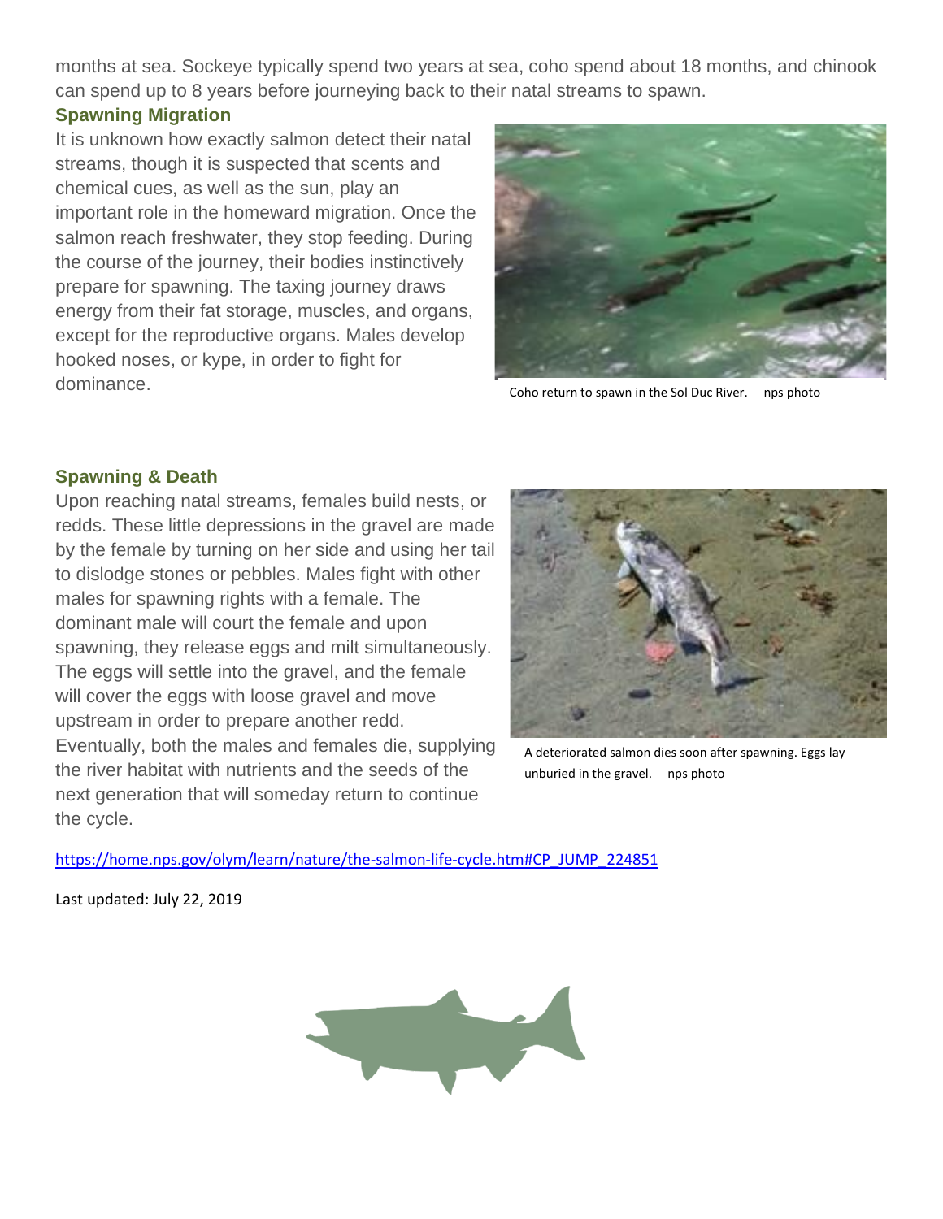months at sea. Sockeye typically spend two years at sea, coho spend about 18 months, and chinook can spend up to 8 years before journeying back to their natal streams to spawn.

## Spawning Migration

It is unknown how exactly salmon detect their natal streams, though it is suspected that scents and chemical cues, as well as the sun, play an important role in the homeward migration. Once the salmon reach freshwater, they stop feeding. During the course of the journey, their bodies instinctively prepare for spawning. The taxing journey draws energy from their fat storage, muscles, and organs, except for the reproductive organs. Males develop hooked noses, or kype, in order to fight for dominance.

Coho return to spawn in the Sol Duc River. nps photo

## Spawning & Death

Upon reaching natal streams, females build nests, or redds. These little depressions in the gravel are made by the female by turning on her side and using her tail to dislodge stones or pebbles. Males fight with other males for spawning rights with a female. The dominant male will court the female and upon spawning, they release eggs and milt simultaneously. The eggs will settle into the gravel, and the female will cover the eggs with loose gravel and move upstream in order to prepare another redd. Eventually, both the males and females die, supplying the river habitat with nutrients and the seeds of the next generation that will someday return to continue the cycle.

A deteriorated salmon dies soon after spawning. Eggs lay unburied in the gravel. nps photo

https://home.nps.gov/olym/learn/nature/the-salmon-life-cycle.htm#CP_JUMP_224851

Last updated: July 22, 2019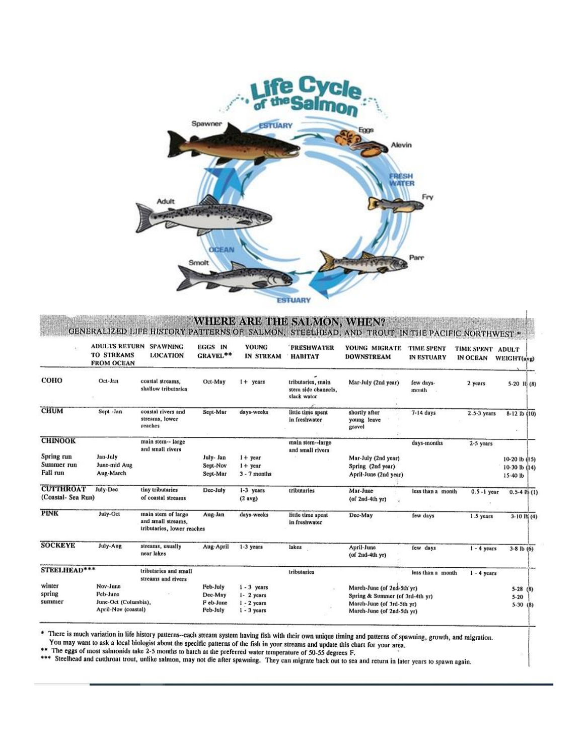# Life Cycle of the Salmon

Spawner — ESTUARY — Eggs — Alevin — FRESH WATER — Fry — Parr — ESTUARY — Smolt — OCEAN — Adult

## WHERE ARE THE SALMON, WHEN?

GENERALIZED LIFE HISTORY PATTERNS OF SALMON, STEELHEAD, AND TROUT IN THE PACIFIC NORTHWEST *

| | ADULTS RETURN TO STREAMS FROM OCEAN | SPAWNING LOCATION | EGGS IN GRAVEL** | YOUNG IN STREAM | FRESHWATER HABITAT | YOUNG MIGRATE DOWNSTREAM | TIME SPENT IN ESTUARY | TIME SPENT IN OCEAN | ADULT WEIGHT(avg) |
|---|---|---|---|---|---|---|---|---|---|
| **COHO** | Oct-Jan | coastal streams, shallow tributaries | Oct-May | 1+ years | tributaries, main stem side channels, slack water | Mar-July (2nd year) | few days-month | 2 years | 5-20 lb (8) |
| **CHUM** | Sept -Jan | coastal rivers and streams, lower reaches | Sept-Mar | days-weeks | little time spent in freshwater | shortly after young leave gravel | 7-14 days | 2.5-3 years | 8-12 lb (10) |
| **CHINOOK** | | main stem-- large and small rivers | | | main stem--large and small rivers | | days-months | 2-5 years | |
| Spring run | Jan-July | | July- Jan | 1+ year | | Mar-July (2nd year) | | | 10-20 lb (15) |
| Summer run | June-mid Aug | | Sept-Nov | 1+ year | | Spring (2nd year) | | | 10-30 lb (14) |
| Fall run | Aug-March | | Sept-Mar | 3 - 7 months | | April-June (2nd year) | | | 15-40 lb |
| **CUTTHROAT** (Coastal- Sea Run) | July-Dec | tiny tributaries of coastal streams | Dec-July | 1-3 years (2 avg) | tributaries | Mar-June (of 2nd-4th yr) | less than a month | 0.5 -1 year | 0.5-4 lb (1) |
| **PINK** | July-Oct | main stem of large and small streams, tributaries, lower reaches | Aug-Jan | days-weeks | little time spent in freshwater | Dec-May | few days | 1.5 years | 3-10 lb (4) |
| **SOCKEYE** | July-Aug | streams, usually near lakes | Aug-April | 1-3 years | lakes | April-June (of 2nd-4th yr) | few days | 1 - 4 years | 3-8 lb (6) |
| **STEELHEAD*** ** | | tributaries and small streams and rivers | | | tributaries | | less than a month | 1 - 4 years | |
| winter | Nov-June | | Feb-July | 1 - 3 years | | March-June (of 2nd-5th yr) | | | 5-28 (8) |
| spring | Feb-June | | Dec-May | 1- 2 years | | Spring & Summer (of 3rd-4th yr) | | | 5-20 |
| summer | June-Oct (Columbia), April-Nov (coastal) | | Feb-June | 1 - 2 years | | March-June (of 3rd-5th yr) | | | 5-30 (8) |
| | | | Feb-July | 1 - 3 years | | March-June (of 2nd-5th yr) | | | |

\* There is much variation in life history patterns--each stream system having fish with their own unique timing and patterns of spawning, growth, and migration. You may want to ask a local biologist about the specific patterns of the fish in your streams and update this chart for your area.

** The eggs of most salmonids take 2-5 months to hatch at the preferred water temperature of 50-55 degrees F.

*** Steelhead and cutthroat trout, unlike salmon, may not die after spawning. They can migrate back out to sea and return in later years to spawn again.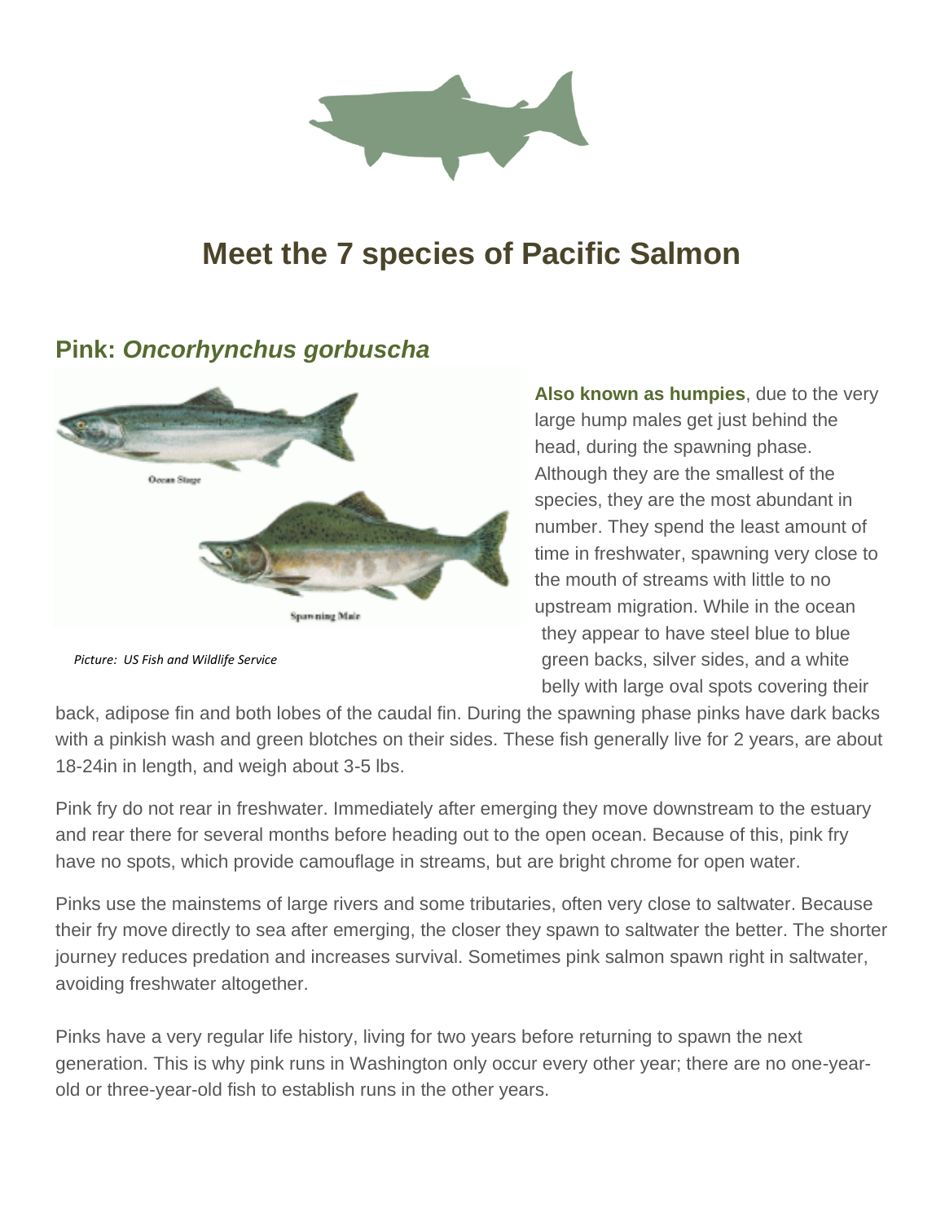# Meet the 7 species of Pacific Salmon

## Pink: *Oncorhynchus gorbuscha*

Ocean Stage

Spawning Male

*Picture: US Fish and Wildlife Service*

**Also known as humpies**, due to the very large hump males get just behind the head, during the spawning phase. Although they are the smallest of the species, they are the most abundant in number. They spend the least amount of time in freshwater, spawning very close to the mouth of streams with little to no upstream migration. While in the ocean they appear to have steel blue to blue green backs, silver sides, and a white belly with large oval spots covering their back, adipose fin and both lobes of the caudal fin. During the spawning phase pinks have dark backs with a pinkish wash and green blotches on their sides. These fish generally live for 2 years, are about 18-24in in length, and weigh about 3-5 lbs.

Pink fry do not rear in freshwater. Immediately after emerging they move downstream to the estuary and rear there for several months before heading out to the open ocean. Because of this, pink fry have no spots, which provide camouflage in streams, but are bright chrome for open water.

Pinks use the mainstems of large rivers and some tributaries, often very close to saltwater. Because their fry move directly to sea after emerging, the closer they spawn to saltwater the better. The shorter journey reduces predation and increases survival. Sometimes pink salmon spawn right in saltwater, avoiding freshwater altogether.

Pinks have a very regular life history, living for two years before returning to spawn the next generation. This is why pink runs in Washington only occur every other year; there are no one-year-old or three-year-old fish to establish runs in the other years.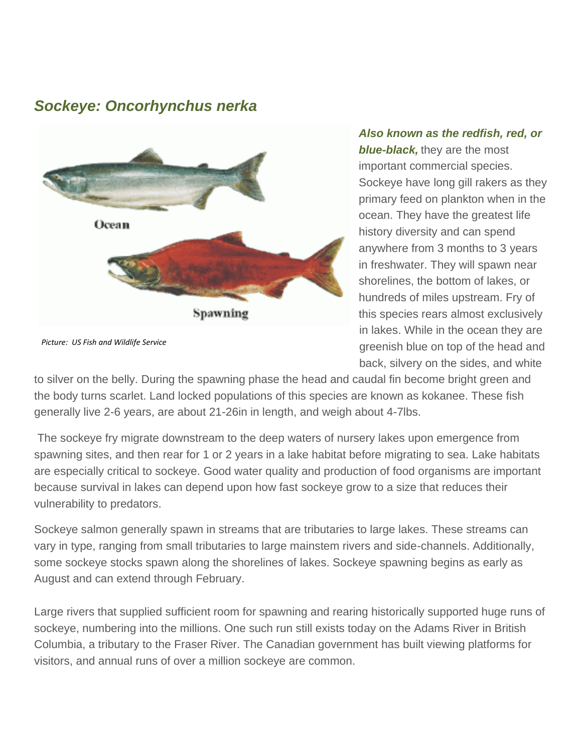## *Sockeye: Oncorhynchus nerka*

Ocean

Spawning

*Picture: US Fish and Wildlife Service*

***Also known as the redfish, red, or blue-black,*** they are the most important commercial species. Sockeye have long gill rakers as they primary feed on plankton when in the ocean. They have the greatest life history diversity and can spend anywhere from 3 months to 3 years in freshwater. They will spawn near shorelines, the bottom of lakes, or hundreds of miles upstream. Fry of this species rears almost exclusively in lakes. While in the ocean they are greenish blue on top of the head and back, silvery on the sides, and white to silver on the belly. During the spawning phase the head and caudal fin become bright green and the body turns scarlet. Land locked populations of this species are known as kokanee. These fish generally live 2-6 years, are about 21-26in in length, and weigh about 4-7lbs.

The sockeye fry migrate downstream to the deep waters of nursery lakes upon emergence from spawning sites, and then rear for 1 or 2 years in a lake habitat before migrating to sea. Lake habitats are especially critical to sockeye. Good water quality and production of food organisms are important because survival in lakes can depend upon how fast sockeye grow to a size that reduces their vulnerability to predators.

Sockeye salmon generally spawn in streams that are tributaries to large lakes. These streams can vary in type, ranging from small tributaries to large mainstem rivers and side-channels. Additionally, some sockeye stocks spawn along the shorelines of lakes. Sockeye spawning begins as early as August and can extend through February.

Large rivers that supplied sufficient room for spawning and rearing historically supported huge runs of sockeye, numbering into the millions. One such run still exists today on the Adams River in British Columbia, a tributary to the Fraser River. The Canadian government has built viewing platforms for visitors, and annual runs of over a million sockeye are common.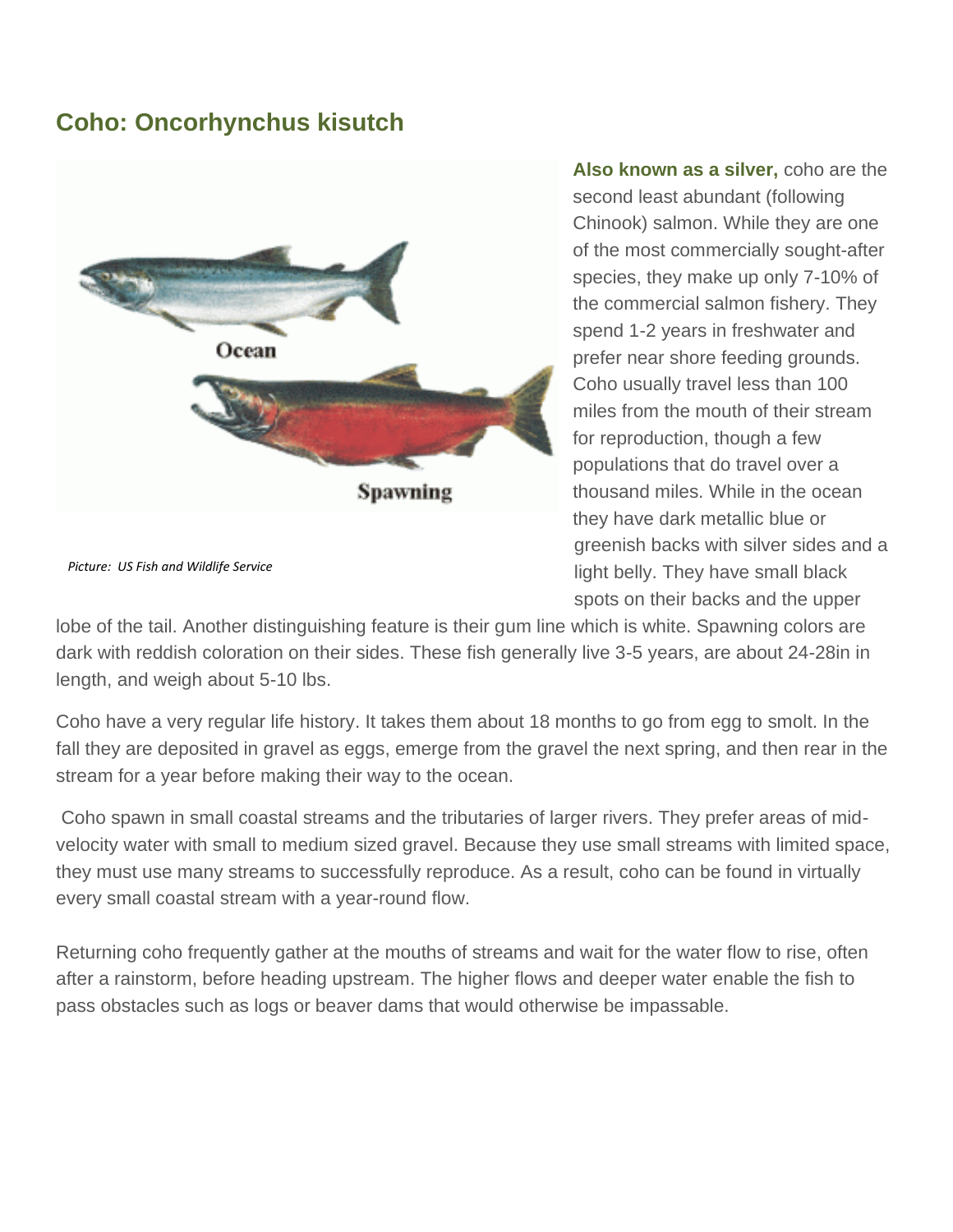## Coho: Oncorhynchus kisutch

Ocean

Spawning

*Picture: US Fish and Wildlife Service*

**Also known as a silver,** coho are the second least abundant (following Chinook) salmon. While they are one of the most commercially sought-after species, they make up only 7-10% of the commercial salmon fishery. They spend 1-2 years in freshwater and prefer near shore feeding grounds. Coho usually travel less than 100 miles from the mouth of their stream for reproduction, though a few populations that do travel over a thousand miles. While in the ocean they have dark metallic blue or greenish backs with silver sides and a light belly. They have small black spots on their backs and the upper lobe of the tail. Another distinguishing feature is their gum line which is white. Spawning colors are dark with reddish coloration on their sides. These fish generally live 3-5 years, are about 24-28in in length, and weigh about 5-10 lbs.

Coho have a very regular life history. It takes them about 18 months to go from egg to smolt. In the fall they are deposited in gravel as eggs, emerge from the gravel the next spring, and then rear in the stream for a year before making their way to the ocean.

Coho spawn in small coastal streams and the tributaries of larger rivers. They prefer areas of mid-velocity water with small to medium sized gravel. Because they use small streams with limited space, they must use many streams to successfully reproduce. As a result, coho can be found in virtually every small coastal stream with a year-round flow.

Returning coho frequently gather at the mouths of streams and wait for the water flow to rise, often after a rainstorm, before heading upstream. The higher flows and deeper water enable the fish to pass obstacles such as logs or beaver dams that would otherwise be impassable.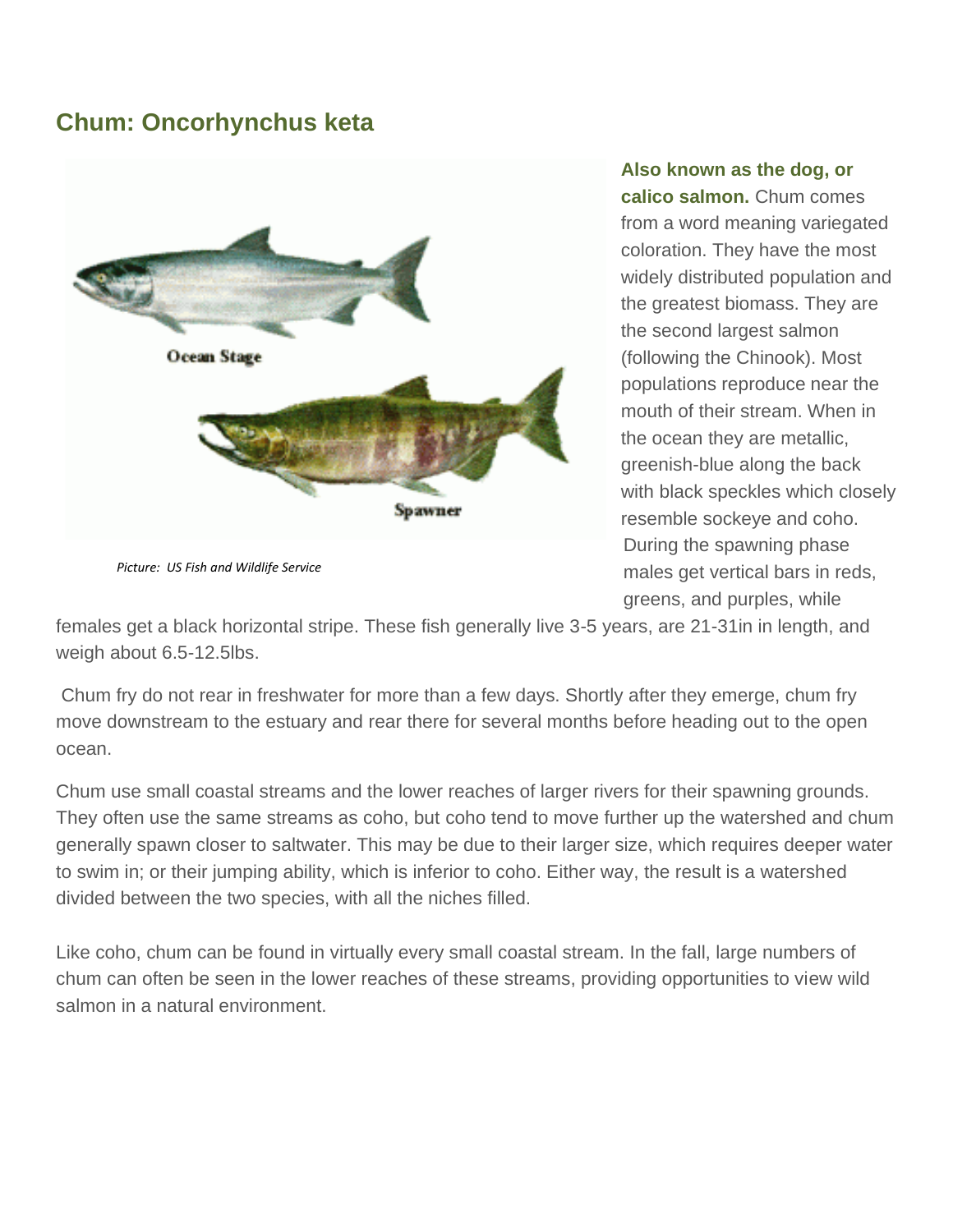## Chum: Oncorhynchus keta

Ocean Stage

Spawner

*Picture: US Fish and Wildlife Service*

**Also known as the dog, or calico salmon.** Chum comes from a word meaning variegated coloration. They have the most widely distributed population and the greatest biomass. They are the second largest salmon (following the Chinook). Most populations reproduce near the mouth of their stream. When in the ocean they are metallic, greenish-blue along the back with black speckles which closely resemble sockeye and coho. During the spawning phase males get vertical bars in reds, greens, and purples, while females get a black horizontal stripe. These fish generally live 3-5 years, are 21-31in in length, and weigh about 6.5-12.5lbs.

Chum fry do not rear in freshwater for more than a few days. Shortly after they emerge, chum fry move downstream to the estuary and rear there for several months before heading out to the open ocean.

Chum use small coastal streams and the lower reaches of larger rivers for their spawning grounds. They often use the same streams as coho, but coho tend to move further up the watershed and chum generally spawn closer to saltwater. This may be due to their larger size, which requires deeper water to swim in; or their jumping ability, which is inferior to coho. Either way, the result is a watershed divided between the two species, with all the niches filled.

Like coho, chum can be found in virtually every small coastal stream. In the fall, large numbers of chum can often be seen in the lower reaches of these streams, providing opportunities to view wild salmon in a natural environment.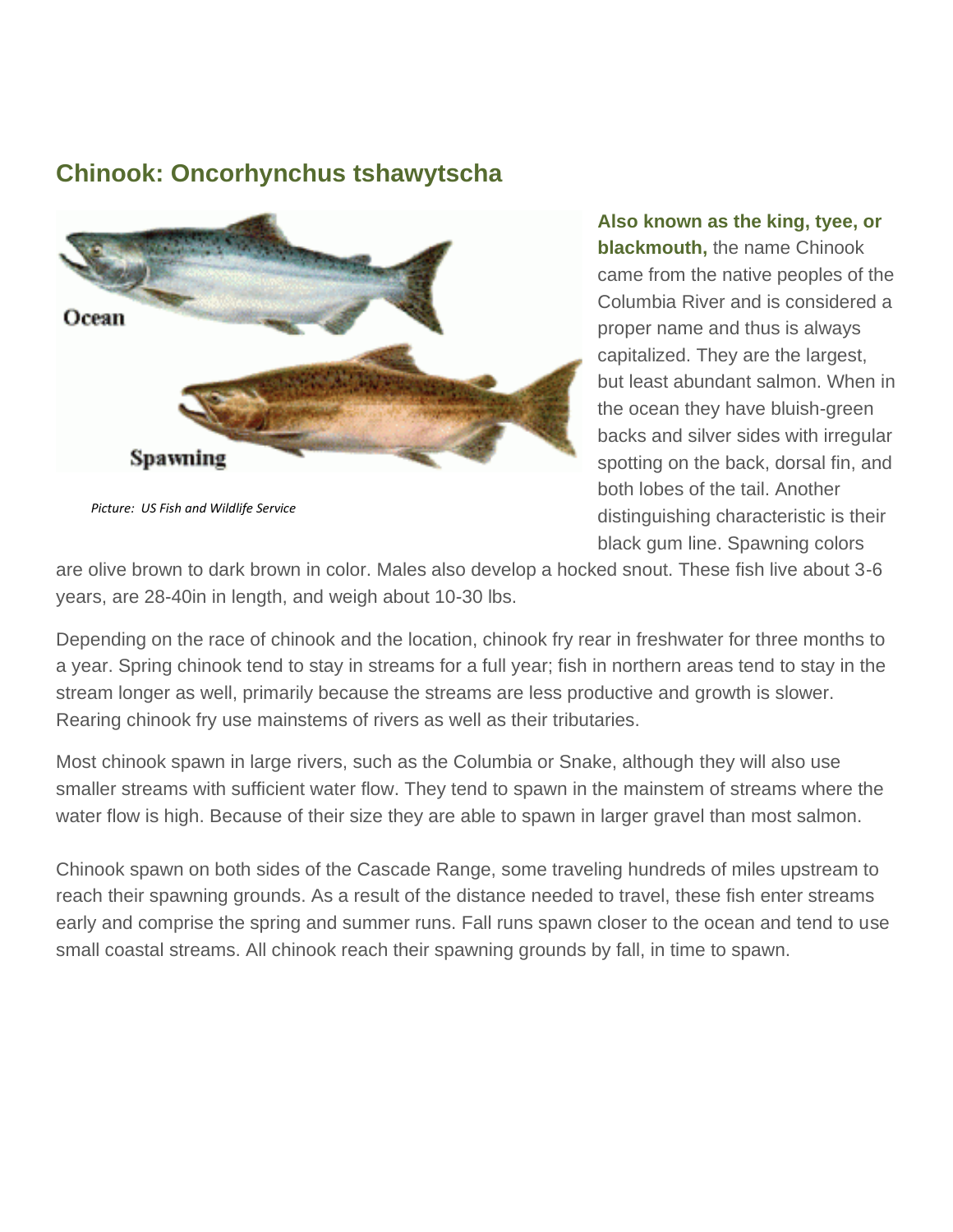## Chinook: Oncorhynchus tshawytscha

Ocean

Spawning

*Picture: US Fish and Wildlife Service*

**Also known as the king, tyee, or blackmouth,** the name Chinook came from the native peoples of the Columbia River and is considered a proper name and thus is always capitalized. They are the largest, but least abundant salmon. When in the ocean they have bluish-green backs and silver sides with irregular spotting on the back, dorsal fin, and both lobes of the tail. Another distinguishing characteristic is their black gum line. Spawning colors are olive brown to dark brown in color. Males also develop a hocked snout. These fish live about 3-6 years, are 28-40in in length, and weigh about 10-30 lbs.

Depending on the race of chinook and the location, chinook fry rear in freshwater for three months to a year. Spring chinook tend to stay in streams for a full year; fish in northern areas tend to stay in the stream longer as well, primarily because the streams are less productive and growth is slower. Rearing chinook fry use mainstems of rivers as well as their tributaries.

Most chinook spawn in large rivers, such as the Columbia or Snake, although they will also use smaller streams with sufficient water flow. They tend to spawn in the mainstem of streams where the water flow is high. Because of their size they are able to spawn in larger gravel than most salmon.

Chinook spawn on both sides of the Cascade Range, some traveling hundreds of miles upstream to reach their spawning grounds. As a result of the distance needed to travel, these fish enter streams early and comprise the spring and summer runs. Fall runs spawn closer to the ocean and tend to use small coastal streams. All chinook reach their spawning grounds by fall, in time to spawn.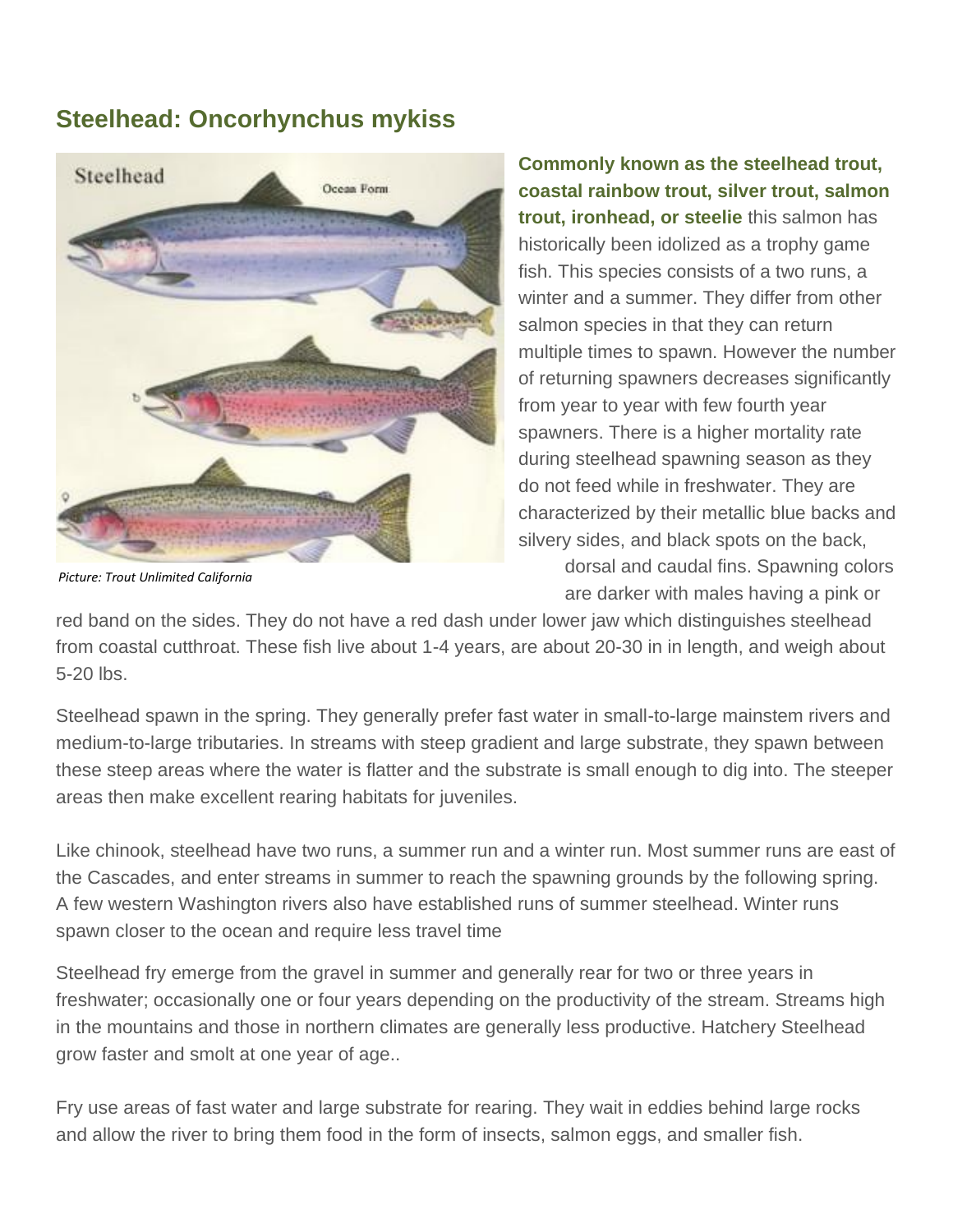## Steelhead: Oncorhynchus mykiss

Picture: Trout Unlimited California

**Commonly known as the steelhead trout, coastal rainbow trout, silver trout, salmon trout, ironhead, or steelie** this salmon has historically been idolized as a trophy game fish. This species consists of a two runs, a winter and a summer. They differ from other salmon species in that they can return multiple times to spawn. However the number of returning spawners decreases significantly from year to year with few fourth year spawners. There is a higher mortality rate during steelhead spawning season as they do not feed while in freshwater. They are characterized by their metallic blue backs and silvery sides, and black spots on the back, dorsal and caudal fins. Spawning colors are darker with males having a pink or red band on the sides. They do not have a red dash under lower jaw which distinguishes steelhead from coastal cutthroat. These fish live about 1-4 years, are about 20-30 in in length, and weigh about 5-20 lbs.

Steelhead spawn in the spring. They generally prefer fast water in small-to-large mainstem rivers and medium-to-large tributaries. In streams with steep gradient and large substrate, they spawn between these steep areas where the water is flatter and the substrate is small enough to dig into. The steeper areas then make excellent rearing habitats for juveniles.

Like chinook, steelhead have two runs, a summer run and a winter run. Most summer runs are east of the Cascades, and enter streams in summer to reach the spawning grounds by the following spring. A few western Washington rivers also have established runs of summer steelhead. Winter runs spawn closer to the ocean and require less travel time

Steelhead fry emerge from the gravel in summer and generally rear for two or three years in freshwater; occasionally one or four years depending on the productivity of the stream. Streams high in the mountains and those in northern climates are generally less productive. Hatchery Steelhead grow faster and smolt at one year of age..

Fry use areas of fast water and large substrate for rearing. They wait in eddies behind large rocks and allow the river to bring them food in the form of insects, salmon eggs, and smaller fish.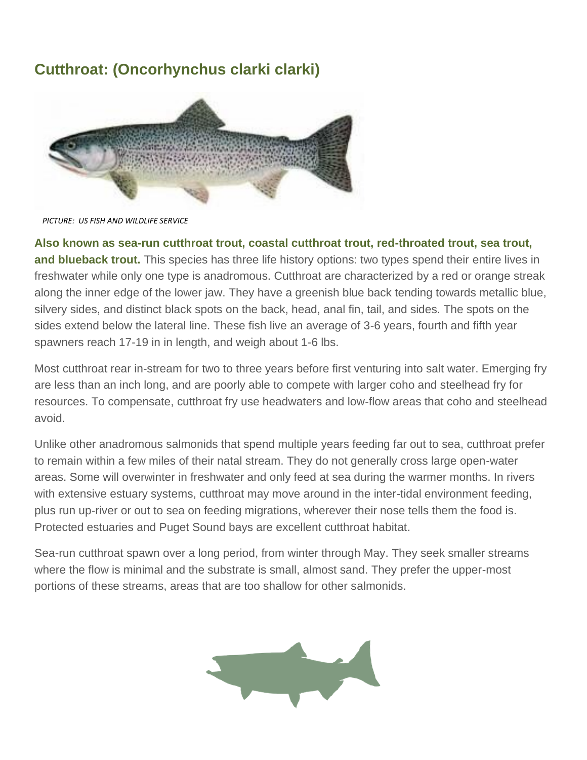## Cutthroat: (Oncorhynchus clarki clarki)

*PICTURE: US FISH AND WILDLIFE SERVICE*

**Also known as sea-run cutthroat trout, coastal cutthroat trout, red-throated trout, sea trout, and blueback trout.** This species has three life history options: two types spend their entire lives in freshwater while only one type is anadromous. Cutthroat are characterized by a red or orange streak along the inner edge of the lower jaw. They have a greenish blue back tending towards metallic blue, silvery sides, and distinct black spots on the back, head, anal fin, tail, and sides. The spots on the sides extend below the lateral line. These fish live an average of 3-6 years, fourth and fifth year spawners reach 17-19 in in length, and weigh about 1-6 lbs.

Most cutthroat rear in-stream for two to three years before first venturing into salt water. Emerging fry are less than an inch long, and are poorly able to compete with larger coho and steelhead fry for resources. To compensate, cutthroat fry use headwaters and low-flow areas that coho and steelhead avoid.

Unlike other anadromous salmonids that spend multiple years feeding far out to sea, cutthroat prefer to remain within a few miles of their natal stream. They do not generally cross large open-water areas. Some will overwinter in freshwater and only feed at sea during the warmer months. In rivers with extensive estuary systems, cutthroat may move around in the inter-tidal environment feeding, plus run up-river or out to sea on feeding migrations, wherever their nose tells them the food is. Protected estuaries and Puget Sound bays are excellent cutthroat habitat.

Sea-run cutthroat spawn over a long period, from winter through May. They seek smaller streams where the flow is minimal and the substrate is small, almost sand. They prefer the upper-most portions of these streams, areas that are too shallow for other salmonids.